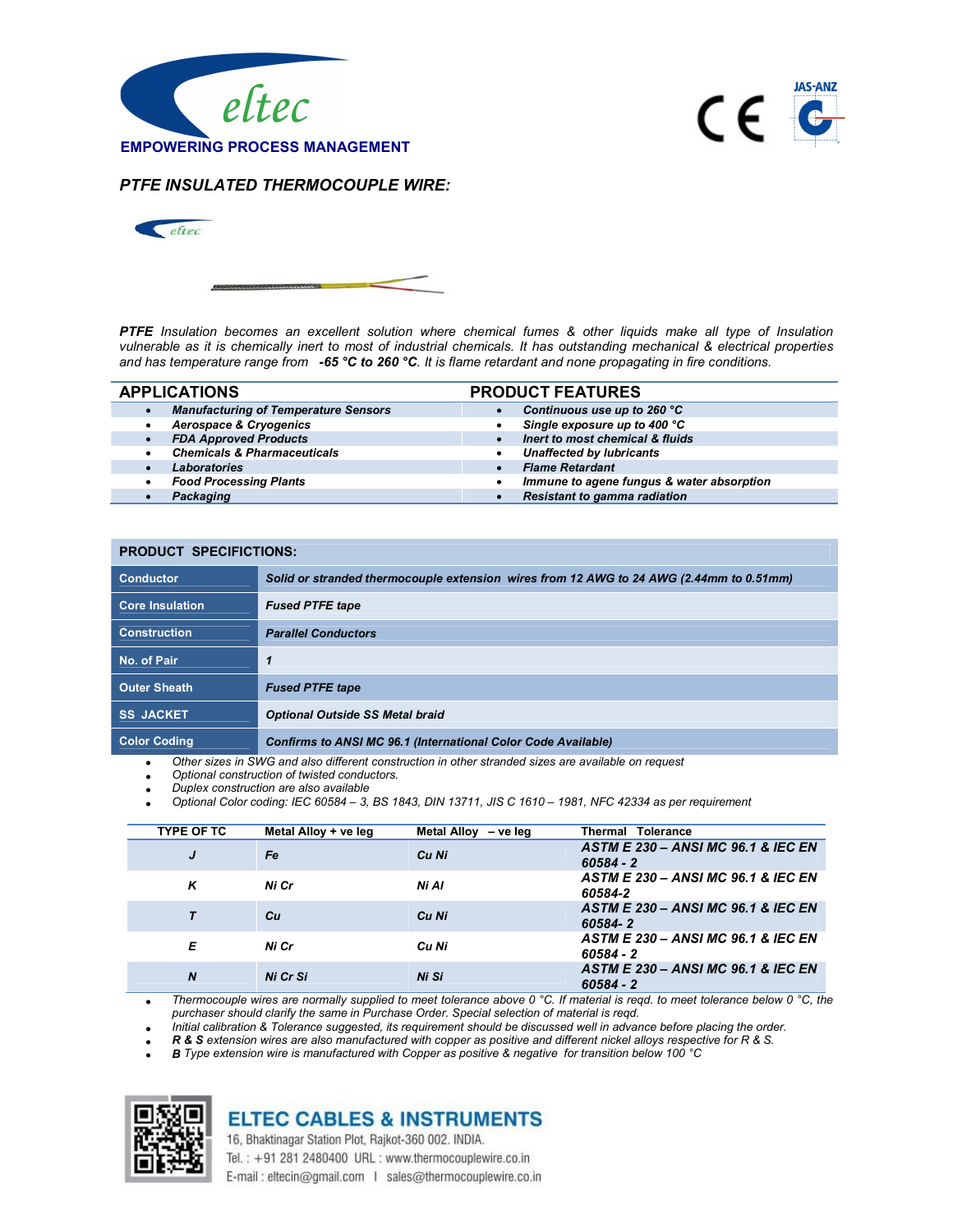eltec

EMPOWERING PROCESS MANAGEMENT

# PTFE INSULATED THERMOCOUPLE WIRE:

***PTFE** Insulation becomes an excellent solution where chemical fumes & other liquids make all type of Insulation vulnerable as it is chemically inert to most of industrial chemicals. It has outstanding mechanical & electrical properties and has temperature range from **-65 °C to 260 °C**. It is flame retardant and none propagating in fire conditions.*

| APPLICATIONS | PRODUCT FEATURES |
|---|---|
| • ***Manufacturing of Temperature Sensors*** | • ***Continuous use up to 260 °C*** |
| • ***Aerospace & Cryogenics*** | • ***Single exposure up to 400 °C*** |
| • ***FDA Approved Products*** | • ***Inert to most chemical & fluids*** |
| • ***Chemicals & Pharmaceuticals*** | • ***Unaffected by lubricants*** |
| • ***Laboratories*** | • ***Flame Retardant*** |
| • ***Food Processing Plants*** | • ***Immune to agene fungus & water absorption*** |
| • ***Packaging*** | • ***Resistant to gamma radiation*** |

## PRODUCT SPECIFICTIONS:

| | |
|---|---|
| **Conductor** | ***Solid or stranded thermocouple extension wires from 12 AWG to 24 AWG (2.44mm to 0.51mm)*** |
| **Core Insulation** | ***Fused PTFE tape*** |
| **Construction** | ***Parallel Conductors*** |
| **No. of Pair** | ***1*** |
| **Outer Sheath** | ***Fused PTFE tape*** |
| **SS JACKET** | ***Optional Outside SS Metal braid*** |
| **Color Coding** | ***Confirms to ANSI MC 96.1 (International Color Code Available)*** |

- *Other sizes in SWG and also different construction in other stranded sizes are available on request*
- *Optional construction of twisted conductors.*
- *Duplex construction are also available*
- *Optional Color coding: IEC 60584 – 3, BS 1843, DIN 13711, JIS C 1610 – 1981, NFC 42334 as per requirement*

| TYPE OF TC | Metal Alloy + ve leg | Metal Alloy – ve leg | Thermal Tolerance |
|---|---|---|---|
| ***J*** | ***Fe*** | ***Cu Ni*** | ***ASTM E 230 – ANSI MC 96.1 & IEC EN 60584 - 2*** |
| ***K*** | ***Ni Cr*** | ***Ni Al*** | ***ASTM E 230 – ANSI MC 96.1 & IEC EN 60584-2*** |
| ***T*** | ***Cu*** | ***Cu Ni*** | ***ASTM E 230 – ANSI MC 96.1 & IEC EN 60584- 2*** |
| ***E*** | ***Ni Cr*** | ***Cu Ni*** | ***ASTM E 230 – ANSI MC 96.1 & IEC EN 60584 - 2*** |
| ***N*** | ***Ni Cr Si*** | ***Ni Si*** | ***ASTM E 230 – ANSI MC 96.1 & IEC EN 60584 - 2*** |

- *Thermocouple wires are normally supplied to meet tolerance above 0 °C. If material is reqd. to meet tolerance below 0 °C, the purchaser should clarify the same in Purchase Order. Special selection of material is reqd.*
- *Initial calibration & Tolerance suggested, its requirement should be discussed well in advance before placing the order.*
- ***R & S** extension wires are also manufactured with copper as positive and different nickel alloys respective for R & S.*
- ***B** Type extension wire is manufactured with Copper as positive & negative for transition below 100 °C*

**ELTEC CABLES & INSTRUMENTS**

16, Bhaktinagar Station Plot, Rajkot-360 002. INDIA.

Tel. : +91 281 2480400 URL : www.thermocouplewire.co.in

E-mail : eltecin@gmail.com | sales@thermocouplewire.co.in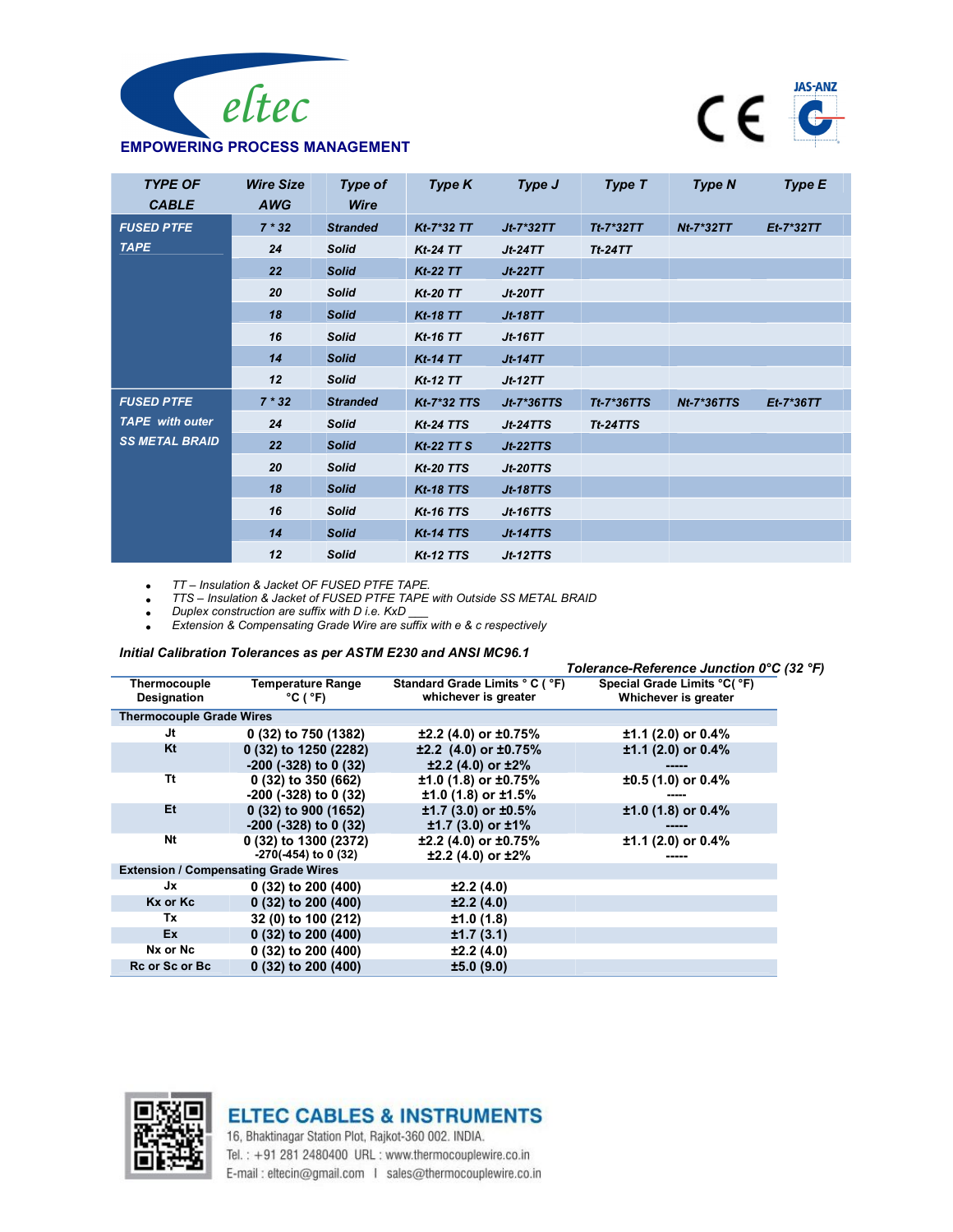eltec

**EMPOWERING PROCESS MANAGEMENT**

| TYPE OF CABLE | Wire Size AWG | Type of Wire | Type K | Type J | Type T | Type N | Type E |
|---|---|---|---|---|---|---|---|
| FUSED PTFE TAPE | 7 * 32 | Stranded | Kt-7*32 TT | Jt-7*32TT | Tt-7*32TT | Nt-7*32TT | Et-7*32TT |
| | 24 | Solid | Kt-24 TT | Jt-24TT | Tt-24TT | | |
| | 22 | Solid | Kt-22 TT | Jt-22TT | | | |
| | 20 | Solid | Kt-20 TT | Jt-20TT | | | |
| | 18 | Solid | Kt-18 TT | Jt-18TT | | | |
| | 16 | Solid | Kt-16 TT | Jt-16TT | | | |
| | 14 | Solid | Kt-14 TT | Jt-14TT | | | |
| | 12 | Solid | Kt-12 TT | Jt-12TT | | | |
| FUSED PTFE TAPE with outer SS METAL BRAID | 7 * 32 | Stranded | Kt-7*32 TTS | Jt-7*36TTS | Tt-7*36TTS | Nt-7*36TTS | Et-7*36TT |
| | 24 | Solid | Kt-24 TTS | Jt-24TTS | Tt-24TTS | | |
| | 22 | Solid | Kt-22 TT S | Jt-22TTS | | | |
| | 20 | Solid | Kt-20 TTS | Jt-20TTS | | | |
| | 18 | Solid | Kt-18 TTS | Jt-18TTS | | | |
| | 16 | Solid | Kt-16 TTS | Jt-16TTS | | | |
| | 14 | Solid | Kt-14 TTS | Jt-14TTS | | | |
| | 12 | Solid | Kt-12 TTS | Jt-12TTS | | | |

- *TT – Insulation & Jacket OF FUSED PTFE TAPE.*
- *TTS – Insulation & Jacket of FUSED PTFE TAPE with Outside SS METAL BRAID*
- *Duplex construction are suffix with D i.e. KxD ___*
- *Extension & Compensating Grade Wire are suffix with e & c respectively*

***Initial Calibration Tolerances as per ASTM E230 and ANSI MC96.1***

***Tolerance-Reference Junction 0°C (32 °F)***

| Thermocouple Designation | Temperature Range °C ( °F) | Standard Grade Limits ° C ( °F) whichever is greater | Special Grade Limits °C( °F) Whichever is greater |
|---|---|---|---|
| **Thermocouple Grade Wires** | | | |
| Jt | 0 (32) to 750 (1382) | ±2.2 (4.0) or ±0.75% | ±1.1 (2.0) or 0.4% |
| Kt | 0 (32) to 1250 (2282)<br>-200 (-328) to 0 (32) | ±2.2 (4.0) or ±0.75%<br>±2.2 (4.0) or ±2% | ±1.1 (2.0) or 0.4%<br>----- |
| Tt | 0 (32) to 350 (662)<br>-200 (-328) to 0 (32) | ±1.0 (1.8) or ±0.75%<br>±1.0 (1.8) or ±1.5% | ±0.5 (1.0) or 0.4%<br>----- |
| Et | 0 (32) to 900 (1652)<br>-200 (-328) to 0 (32) | ±1.7 (3.0) or ±0.5%<br>±1.7 (3.0) or ±1% | ±1.0 (1.8) or 0.4%<br>----- |
| Nt | 0 (32) to 1300 (2372)<br>-270(-454) to 0 (32) | ±2.2 (4.0) or ±0.75%<br>±2.2 (4.0) or ±2% | ±1.1 (2.0) or 0.4%<br>----- |
| **Extension / Compensating Grade Wires** | | | |
| Jx | 0 (32) to 200 (400) | ±2.2 (4.0) | |
| Kx or Kc | 0 (32) to 200 (400) | ±2.2 (4.0) | |
| Tx | 32 (0) to 100 (212) | ±1.0 (1.8) | |
| Ex | 0 (32) to 200 (400) | ±1.7 (3.1) | |
| Nx or Nc | 0 (32) to 200 (400) | ±2.2 (4.0) | |
| Rc or Sc or Bc | 0 (32) to 200 (400) | ±5.0 (9.0) | |

**ELTEC CABLES & INSTRUMENTS**

16, Bhaktinagar Station Plot, Rajkot-360 002. INDIA.

Tel. : +91 281 2480400 URL : www.thermocouplewire.co.in

E-mail : eltecin@gmail.com | sales@thermocouplewire.co.in